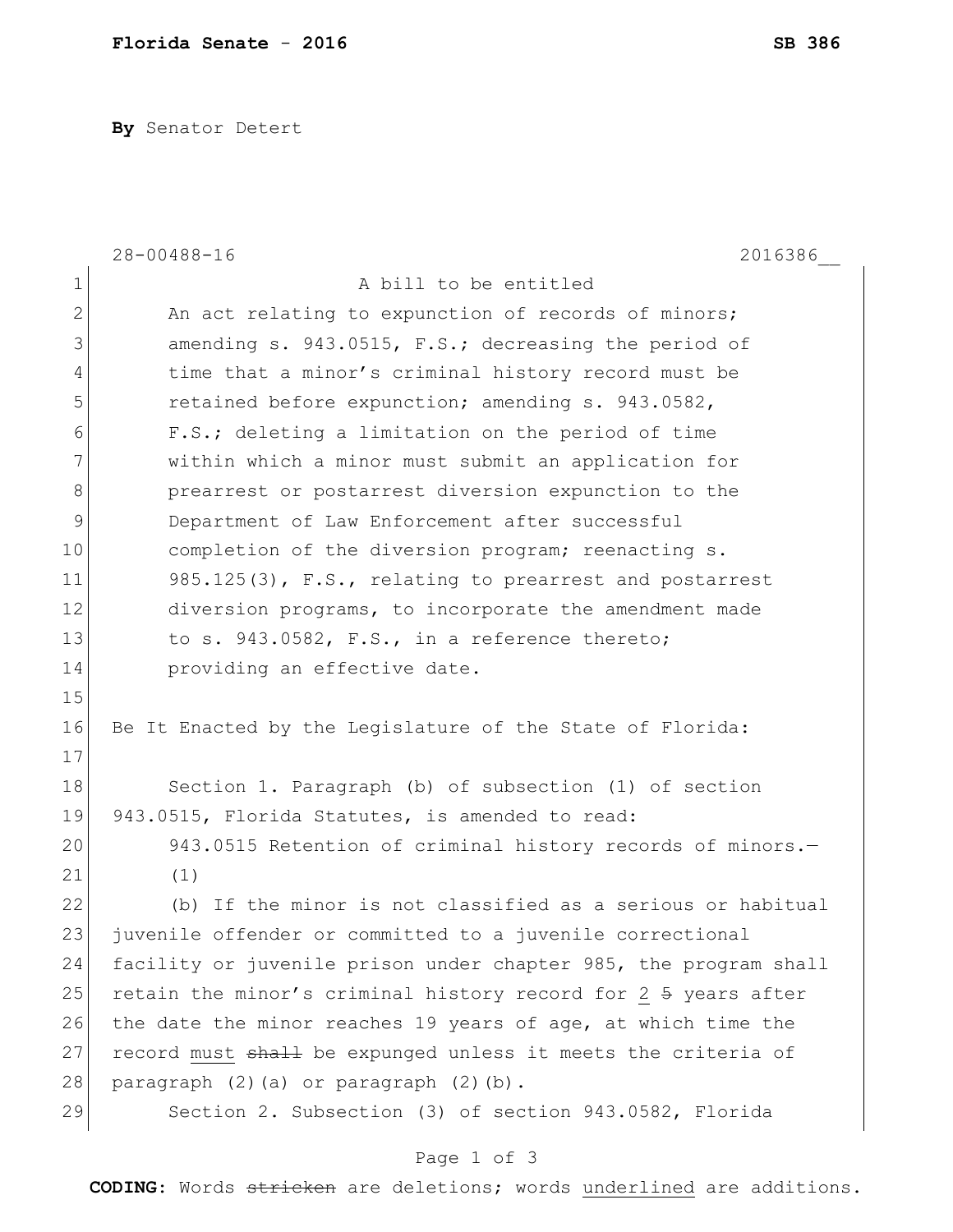By Senator Detert

28-00488-16 2016386__

A bill to be entitled

An act relating to expunction of records of minors; amending s. 943.0515, F.S.; decreasing the period of time that a minor's criminal history record must be retained before expunction; amending s. 943.0582, F.S.; deleting a limitation on the period of time within which a minor must submit an application for prearrest or postarrest diversion expunction to the Department of Law Enforcement after successful completion of the diversion program; reenacting s. 985.125(3), F.S., relating to prearrest and postarrest diversion programs, to incorporate the amendment made to s. 943.0582, F.S., in a reference thereto; providing an effective date.

Be It Enacted by the Legislature of the State of Florida:

Section 1. Paragraph (b) of subsection (1) of section 943.0515, Florida Statutes, is amended to read:

943.0515 Retention of criminal history records of minors.—

(1)

(b) If the minor is not classified as a serious or habitual juvenile offender or committed to a juvenile correctional facility or juvenile prison under chapter 985, the program shall retain the minor's criminal history record for <u>2</u> ~~5~~ years after the date the minor reaches 19 years of age, at which time the record <u>must</u> ~~shall~~ be expunged unless it meets the criteria of paragraph (2)(a) or paragraph (2)(b).

Section 2. Subsection (3) of section 943.0582, Florida

**CODING:** Words ~~stricken~~ are deletions; words <u>underlined</u> are additions.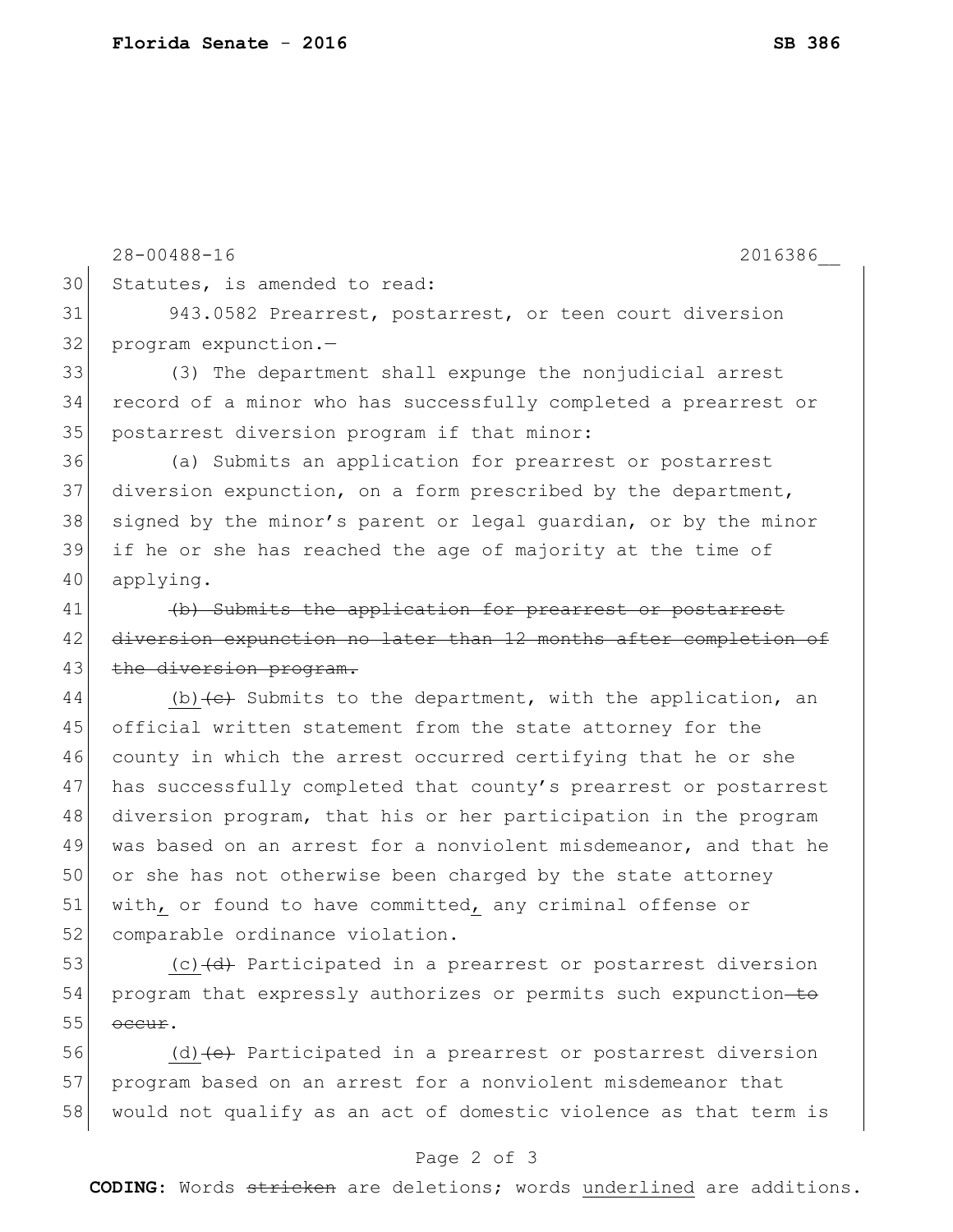28-00488-16 2016386__

30 Statutes, is amended to read:

31 943.0582 Prearrest, postarrest, or teen court diversion
32 program expunction.—

33 (3) The department shall expunge the nonjudicial arrest
34 record of a minor who has successfully completed a prearrest or
35 postarrest diversion program if that minor:

36 (a) Submits an application for prearrest or postarrest
37 diversion expunction, on a form prescribed by the department,
38 signed by the minor's parent or legal guardian, or by the minor
39 if he or she has reached the age of majority at the time of
40 applying.

41 ~~(b) Submits the application for prearrest or postarrest~~
42 ~~diversion expunction no later than 12 months after completion of~~
43 ~~the diversion program.~~

44 <u>(b)</u>~~(c)~~ Submits to the department, with the application, an
45 official written statement from the state attorney for the
46 county in which the arrest occurred certifying that he or she
47 has successfully completed that county's prearrest or postarrest
48 diversion program, that his or her participation in the program
49 was based on an arrest for a nonviolent misdemeanor, and that he
50 or she has not otherwise been charged by the state attorney
51 with<u>,</u> or found to have committed<u>,</u> any criminal offense or
52 comparable ordinance violation.

53 <u>(c)</u>~~(d)~~ Participated in a prearrest or postarrest diversion
54 program that expressly authorizes or permits such expunction~~ to~~
55 ~~occur~~.

56 <u>(d)</u>~~(e)~~ Participated in a prearrest or postarrest diversion
57 program based on an arrest for a nonviolent misdemeanor that
58 would not qualify as an act of domestic violence as that term is

**CODING:** Words ~~stricken~~ are deletions; words <u>underlined</u> are additions.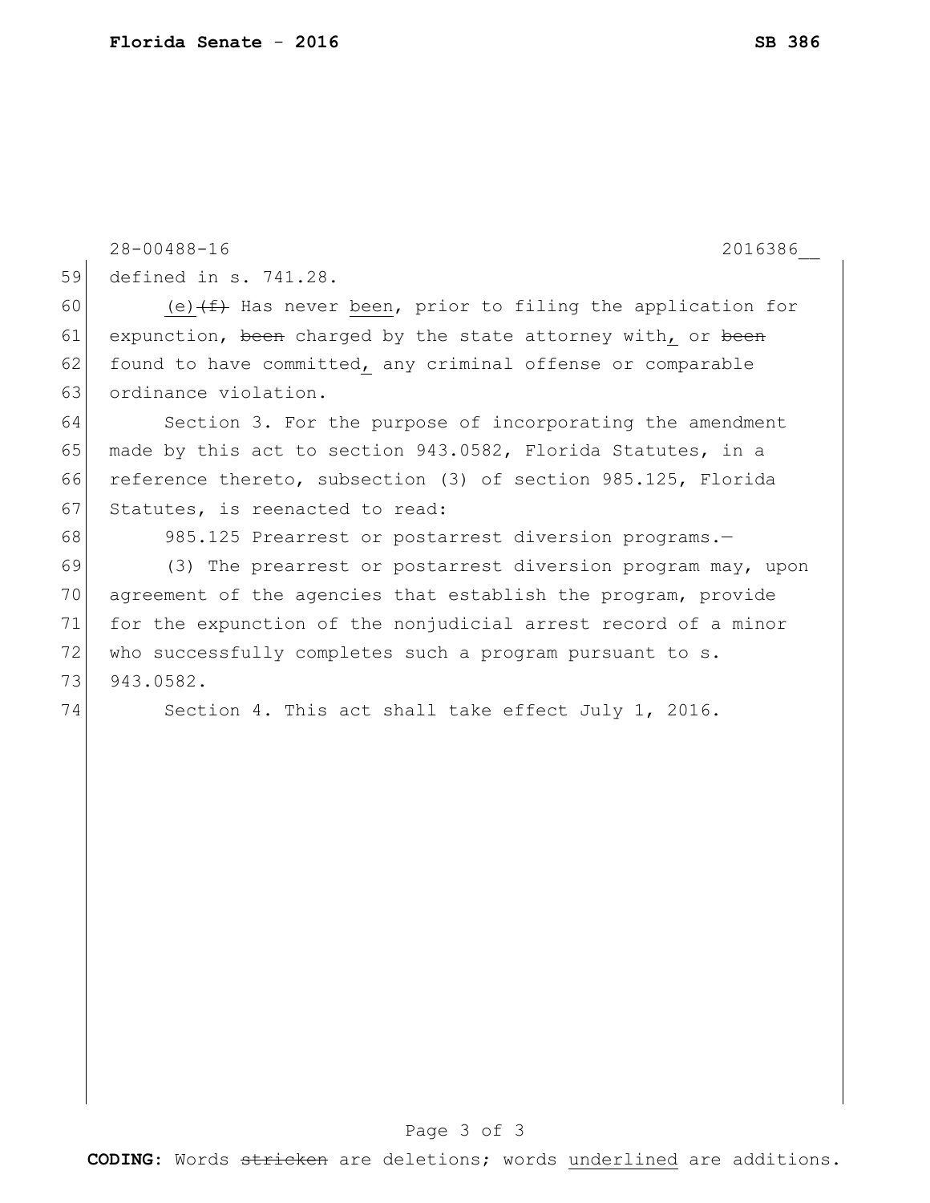28-00488-16 2016386__

59 defined in s. 741.28.

60 (e) ~~(f)~~ Has never been, prior to filing the application for

61 expunction, ~~been~~ charged by the state attorney with, or ~~been~~

62 found to have committed, any criminal offense or comparable

63 ordinance violation.

64 Section 3. For the purpose of incorporating the amendment

65 made by this act to section 943.0582, Florida Statutes, in a

66 reference thereto, subsection (3) of section 985.125, Florida

67 Statutes, is reenacted to read:

68 985.125 Prearrest or postarrest diversion programs.—

69 (3) The prearrest or postarrest diversion program may, upon

70 agreement of the agencies that establish the program, provide

71 for the expunction of the nonjudicial arrest record of a minor

72 who successfully completes such a program pursuant to s.

73 943.0582.

74 Section 4. This act shall take effect July 1, 2016.

**CODING:** Words ~~stricken~~ are deletions; words <u>underlined</u> are additions.